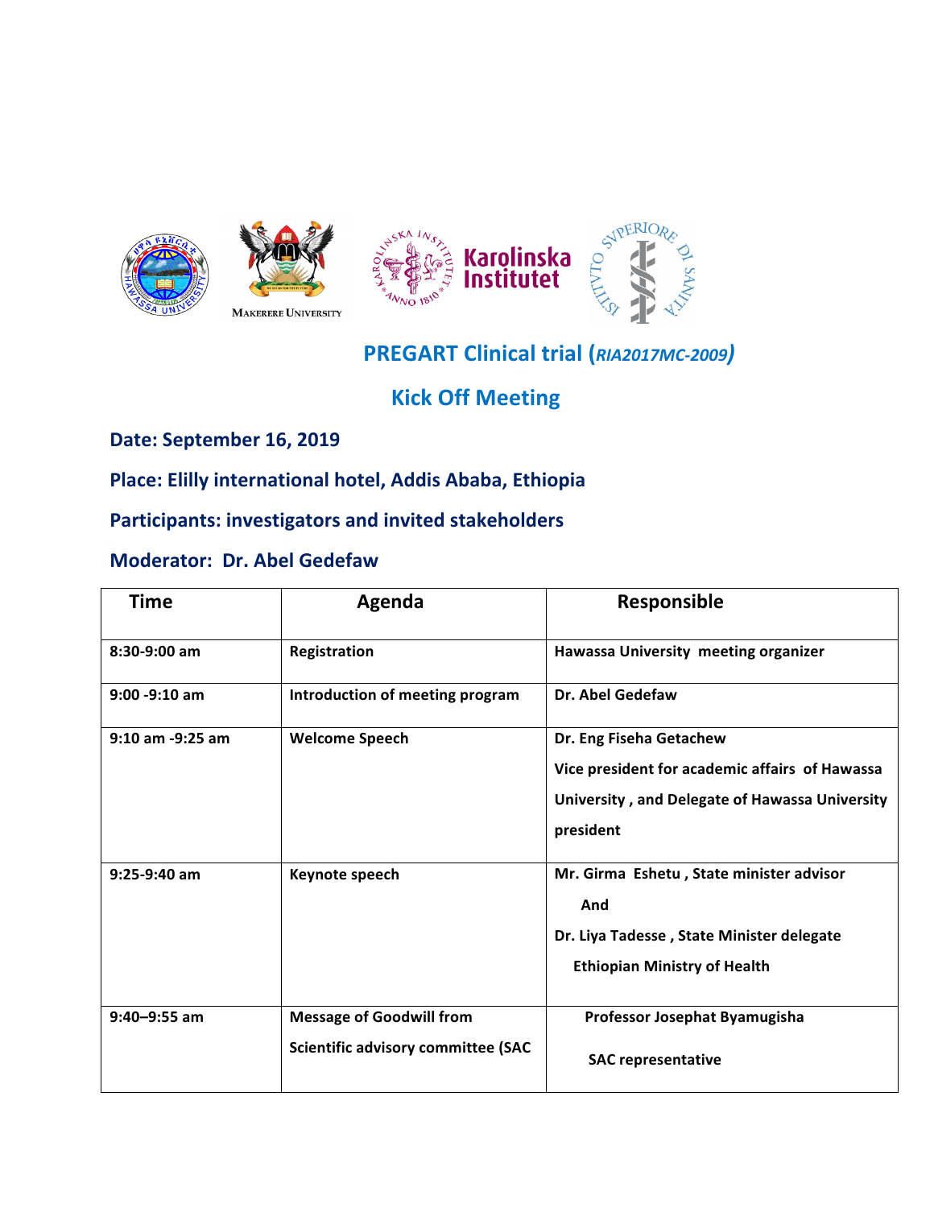Makerere University

Karolinska Institutet

# PREGART Clinical trial (*RIA2017MC-2009*)

## Kick Off Meeting

**Date: September 16, 2019**

**Place: Elilly international hotel, Addis Ababa, Ethiopia**

**Participants: investigators and invited stakeholders**

**Moderator: Dr. Abel Gedefaw**

| Time | Agenda | Responsible |
|---|---|---|
| 8:30-9:00 am | Registration | Hawassa University meeting organizer |
| 9:00 -9:10 am | Introduction of meeting program | Dr. Abel Gedefaw |
| 9:10 am -9:25 am | Welcome Speech | Dr. Eng Fiseha Getachew<br>Vice president for academic affairs of Hawassa University , and Delegate of Hawassa University president |
| 9:25-9:40 am | Keynote speech | Mr. Girma Eshetu , State minister advisor<br>And<br>Dr. Liya Tadesse , State Minister delegate<br>Ethiopian Ministry of Health |
| 9:40–9:55 am | Message of Goodwill from Scientific advisory committee (SAC | Professor Josephat Byamugisha<br>SAC representative |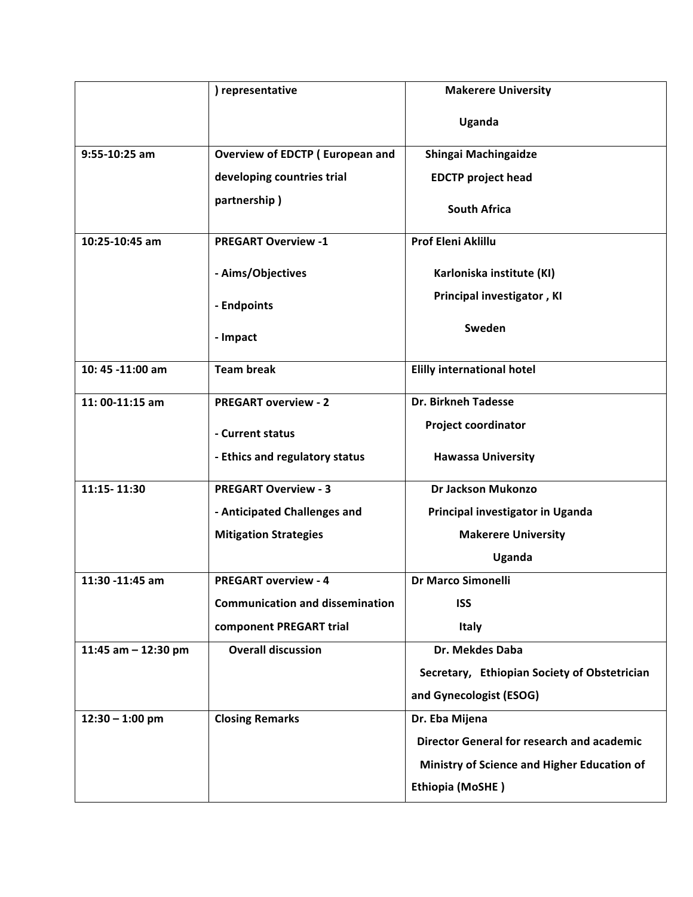| | | |
|---|---|---|
| | **) representative** | **Makerere University**<br>**Uganda** |
| **9:55-10:25 am** | **Overview of EDCTP ( European and developing countries trial partnership )** | **Shingai Machingaidze**<br>**EDCTP project head**<br>**South Africa** |
| **10:25-10:45 am** | **PREGART Overview -1**<br>**- Aims/Objectives**<br>**- Endpoints**<br>**- Impact** | **Prof Eleni Aklillu**<br>**Karloniska institute (KI)**<br>**Principal investigator , KI**<br>**Sweden** |
| **10: 45 -11:00 am** | **Team break** | **Elilly international hotel** |
| **11: 00-11:15 am** | **PREGART overview - 2**<br>**- Current status**<br>**- Ethics and regulatory status** | **Dr. Birkneh Tadesse**<br>**Project coordinator**<br>**Hawassa University** |
| **11:15- 11:30** | **PREGART Overview - 3**<br>**- Anticipated Challenges and Mitigation Strategies** | **Dr Jackson Mukonzo**<br>**Principal investigator in Uganda**<br>**Makerere University**<br>**Uganda** |
| **11:30 -11:45 am** | **PREGART overview - 4**<br>**Communication and dissemination component PREGART trial** | **Dr Marco Simonelli**<br>**ISS**<br>**Italy** |
| **11:45 am – 12:30 pm** | **Overall discussion** | **Dr. Mekdes Daba**<br>**Secretary, Ethiopian Society of Obstetrician and Gynecologist (ESOG)** |
| **12:30 – 1:00 pm** | **Closing Remarks** | **Dr. Eba Mijena**<br>**Director General for research and academic**<br>**Ministry of Science and Higher Education of Ethiopia (MoSHE )** |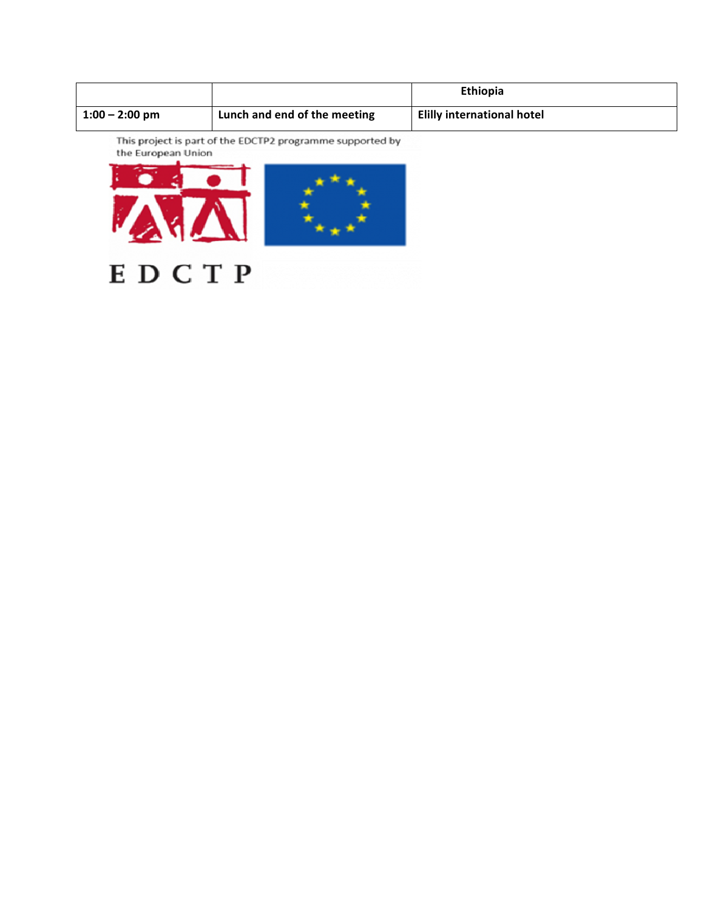| | | |
|---|---|---|
| | | Ethiopia |
| 1:00 – 2:00 pm | Lunch and end of the meeting | Elilly international hotel |

This project is part of the EDCTP2 programme supported by the European Union

EDCTP